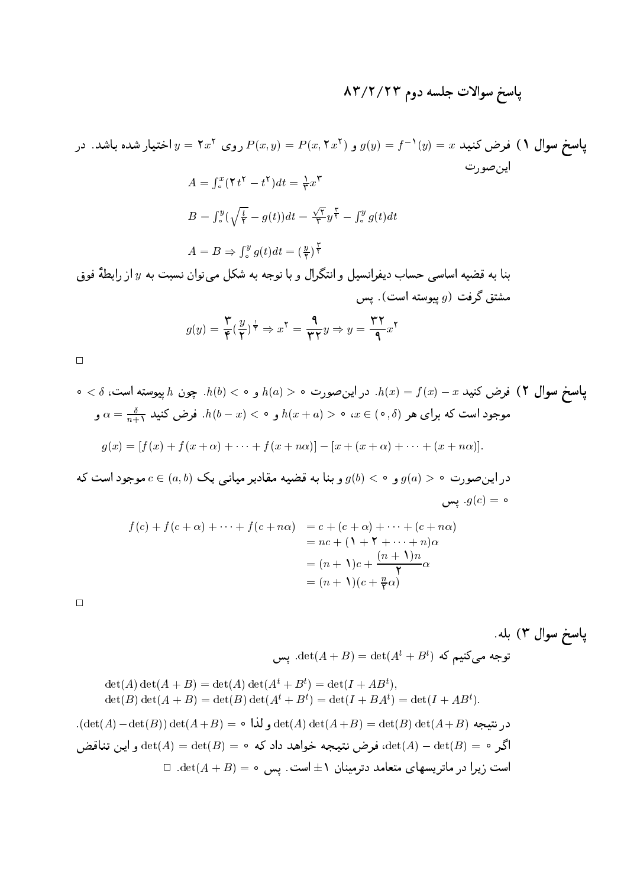# پاسخ سوالات جلسه دوم ۸۳/۲/۲۳

**پاسخ سوال ۱)** فرض کنید $g(y) = f^{-1}(y) = x$ و $P(x,y) = P(x, 2x^2)$ روی $y = 2x^2$ اختیار شده باشد. در این‌صورت

$$A = \int_0^x (2t^2 - t^2)dt = \frac{1}{3}x^3$$

$$B = \int_0^y (\sqrt{\frac{t}{2}} - g(t))dt = \frac{\sqrt{2}}{3}y^{\frac{3}{2}} - \int_0^y g(t)dt$$

$$A = B \Rightarrow \int_0^y g(t)dt = (\frac{y}{2})^{\frac{3}{2}}$$

بنا به قضیه اساسی حساب دیفرانسیل و انتگرال و با توجه به شکل می‌توان نسبت به $y$ از رابطهٔ فوق مشتق گرفت ($g$ پیوسته است). پس

$$g(y) = \frac{3}{4}(\frac{y}{2})^{\frac{1}{2}} \Rightarrow x^2 = \frac{9}{32}y \Rightarrow y = \frac{32}{9}x^2$$

□

**پاسخ سوال ۲)** فرض کنید $h(x) = f(x) - x$. در این‌صورت $h(a) > 0$ و $h(b) < 0$. چون $h$ پیوسته است، $\delta > 0$ موجود است که برای هر $x \in (0, \delta)$، $h(x+a) > 0$ و $h(b-x) < 0$. فرض کنید $\alpha = \frac{\delta}{n+1}$ و

$$g(x) = [f(x) + f(x+\alpha) + \cdots + f(x+n\alpha)] - [x + (x+\alpha) + \cdots + (x+n\alpha)].$$

در این‌صورت $g(a) > 0$ و $g(b) < 0$ و بنا به قضیه مقادیر میانی یک $c \in (a,b)$ موجود است که $g(c) = 0$. پس

$$\begin{aligned} f(c) + f(c+\alpha) + \cdots + f(c+n\alpha) &= c + (c+\alpha) + \cdots + (c+n\alpha) \\ &= nc + (1 + 2 + \cdots + n)\alpha \\ &= (n+1)c + \frac{(n+1)n}{2}\alpha \\ &= (n+1)(c + \frac{n}{2}\alpha) \end{aligned}$$

□

**پاسخ سوال ۳)** بله.

توجه می‌کنیم که $\det(A+B) = \det(A^t + B^t)$. پس

$$\det(A)\det(A+B) = \det(A)\det(A^t+B^t) = \det(I + AB^t),$$
$$\det(B)\det(A+B) = \det(B)\det(A^t+B^t) = \det(I + BA^t) = \det(I + AB^t).$$

در نتیجه $\det(A)\det(A+B) = \det(B)\det(A+B)$ و لذا $(\det(A) - \det(B))\det(A+B) = 0$.

اگر $\det(A) - \det(B) = 0$، فرض نتیجه خواهد داد که $\det(A) = \det(B) = 0$ و این تناقض است زیرا در ماتریسهای متعامد دترمینان $\pm 1$ است. پس $\det(A+B) = 0$. □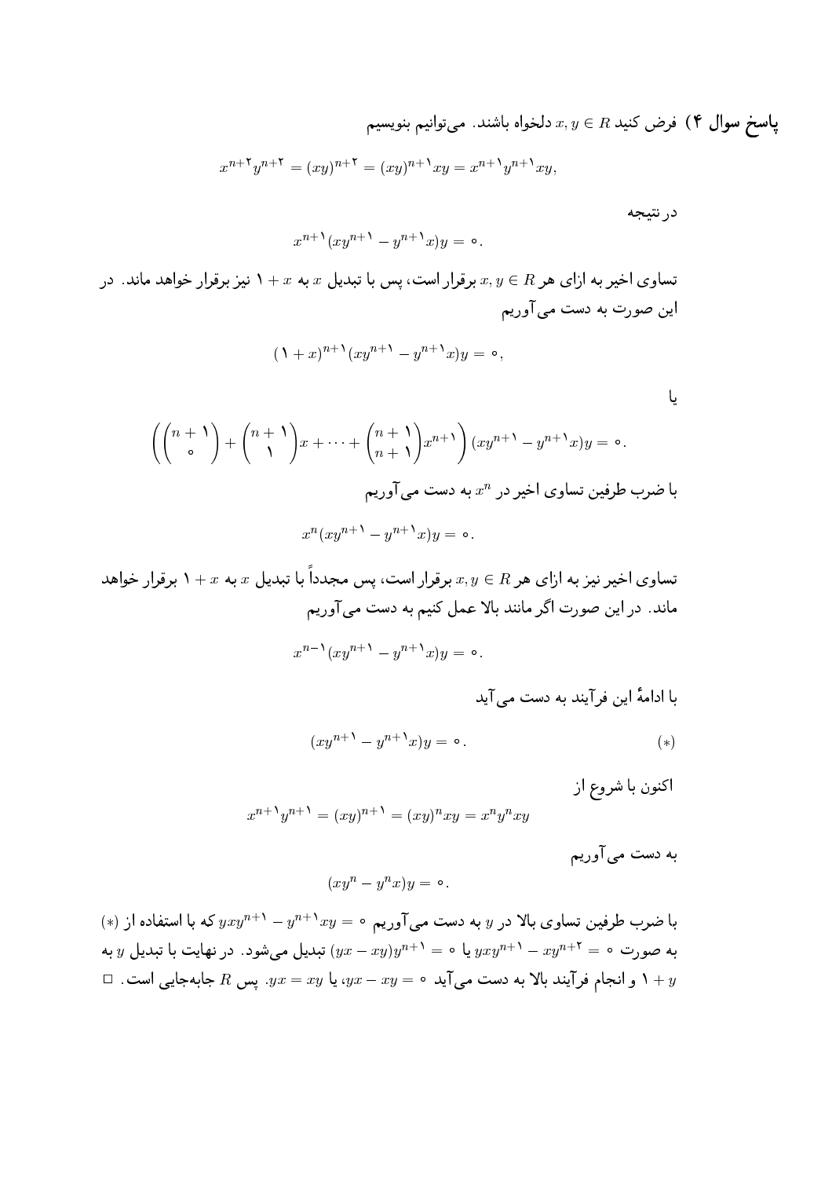**پاسخ سوال ۴)** فرض کنید $x, y \in R$ دلخواه باشند. می‌توانیم بنویسیم

$$x^{n+2}y^{n+2} = (xy)^{n+2} = (xy)^{n+1}xy = x^{n+1}y^{n+1}xy,$$

در نتیجه

$$x^{n+1}(xy^{n+1} - y^{n+1}x)y = 0.$$

تساوی اخیر به ازای هر $x, y \in R$ برقرار است، پس با تبدیل $x$ به $x + 1$ نیز برقرار خواهد ماند. در این صورت به دست می‌آوریم

$$(1 + x)^{n+1}(xy^{n+1} - y^{n+1}x)y = 0,$$

یا

$$\left( \binom{n+1}{0} + \binom{n+1}{1}x + \cdots + \binom{n+1}{n+1}x^{n+1} \right)(xy^{n+1} - y^{n+1}x)y = 0.$$

با ضرب طرفین تساوی اخیر در $x^n$ به دست می‌آوریم

$$x^n(xy^{n+1} - y^{n+1}x)y = 0.$$

تساوی اخیر نیز به ازای هر $x, y \in R$ برقرار است، پس مجدداً با تبدیل $x$ به $x + 1$ برقرار خواهد ماند. در این صورت اگر مانند بالا عمل کنیم به دست می‌آوریم

$$x^{n-1}(xy^{n+1} - y^{n+1}x)y = 0.$$

با ادامهٔ این فرآیند به دست می‌آید

$$(xy^{n+1} - y^{n+1}x)y = 0. \qquad (*)$$

اکنون با شروع از

$$x^{n+1}y^{n+1} = (xy)^{n+1} = (xy)^n xy = x^n y^n xy$$

به دست می‌آوریم

$$(xy^n - y^n x)y = 0.$$

با ضرب طرفین تساوی بالا در $y$ به دست می‌آوریم $yxy^{n+1} - y^{n+1}xy = 0$ که با استفاده از $(*)$ به صورت $yxy^{n+1} - xy^{n+2} = 0$ یا $(yx - xy)y^{n+1} = 0$ تبدیل می‌شود. در نهایت با تبدیل $y$ به $y + 1$ و انجام فرآیند بالا به دست می‌آید $yx - xy = 0$، یا $yx = xy$. پس $R$ جابه‌جایی است. □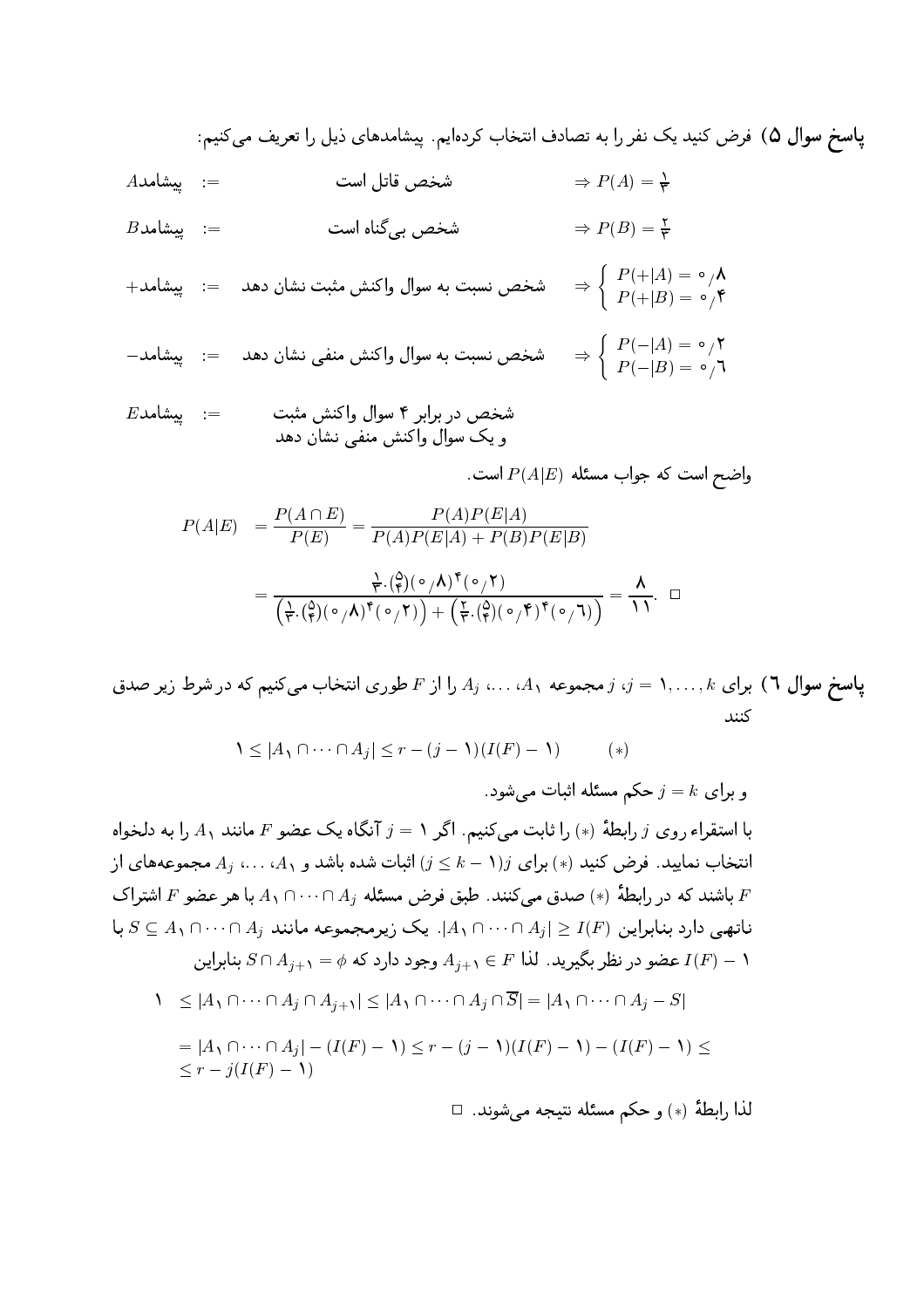**پاسخ سوال ۵)** فرض کنید یک نفر را به تصادف انتخاب کرده‌ایم. پیشامدهای ذیل را تعریف می‌کنیم:

پیشامد $A$ := شخص قاتل است $\Rightarrow P(A) = \frac{1}{3}$

پیشامد $B$ := شخص بی‌گناه است $\Rightarrow P(B) = \frac{2}{3}$

پیشامد $+$ := شخص نسبت به سوال واکنش مثبت نشان دهد $\Rightarrow \begin{cases} P(+|A) = 0/8 \\ P(+|B) = 0/4 \end{cases}$

پیشامد $-$ := شخص نسبت به سوال واکنش منفی نشان دهد $\Rightarrow \begin{cases} P(-|A) = 0/2 \\ P(-|B) = 0/6 \end{cases}$

پیشامد $E$ := شخص در برابر ۴ سوال واکنش مثبت و یک سوال واکنش منفی نشان دهد

واضح است که جواب مسئله $P(A|E)$ است.

$$P(A|E) = \frac{P(A\cap E)}{P(E)} = \frac{P(A)P(E|A)}{P(A)P(E|A) + P(B)P(E|B)}$$

$$= \frac{\frac{1}{3}.\binom{5}{4}(0/8)^4(0/2)}{\left(\frac{1}{3}.\binom{5}{4}(0/8)^4(0/2)\right) + \left(\frac{2}{3}.\binom{5}{4}(0/4)^4(0/6)\right)} = \frac{8}{11}. \quad \square$$

**پاسخ سوال ۶)** برای $j = 1, \dots, k$، $j$ مجموعه $A_1$، ...، $A_j$ را از $F$ طوری انتخاب می‌کنیم که در شرط زیر صدق کنند

$$1 \leq |A_1 \cap \dots \cap A_j| \leq r - (j-1)(I(F) - 1) \qquad (*)$$

و برای $j = k$ حکم مسئله اثبات می‌شود.

با استقراء روی $j$ رابطهٔ $(*)$ را ثابت می‌کنیم. اگر $j = 1$ آنگاه یک عضو $F$ مانند $A_1$ را به دلخواه انتخاب نمایید. فرض کنید $(*)$ برای $j(j \leq k-1)$ اثبات شده باشد و $A_1$، ...، $A_j$ مجموعه‌های از $F$ باشند که در رابطهٔ $(*)$ صدق می‌کنند. طبق فرض مسئله $A_1 \cap \dots \cap A_j$ با هر عضو $F$ اشتراک ناتهی دارد بنابراین $|A_1 \cap \dots \cap A_j| \geq I(F)$. یک زیرمجموعه مانند $S \subseteq A_1 \cap \dots \cap A_j$ با $I(F) - 1$ عضو در نظر بگیرید. لذا $A_{j+1} \in F$ وجود دارد که $S \cap A_{j+1} = \phi$ بنابراین

$$1 \leq |A_1 \cap \dots \cap A_j \cap A_{j+1}| \leq |A_1 \cap \dots \cap A_j \cap \overline{S}| = |A_1 \cap \dots \cap A_j - S|$$

$$= |A_1 \cap \dots \cap A_j| - (I(F) - 1) \leq r - (j-1)(I(F) - 1) - (I(F) - 1) \leq$$
$$\leq r - j(I(F) - 1)$$

لذا رابطهٔ $(*)$ و حکم مسئله نتیجه می‌شوند. $\square$